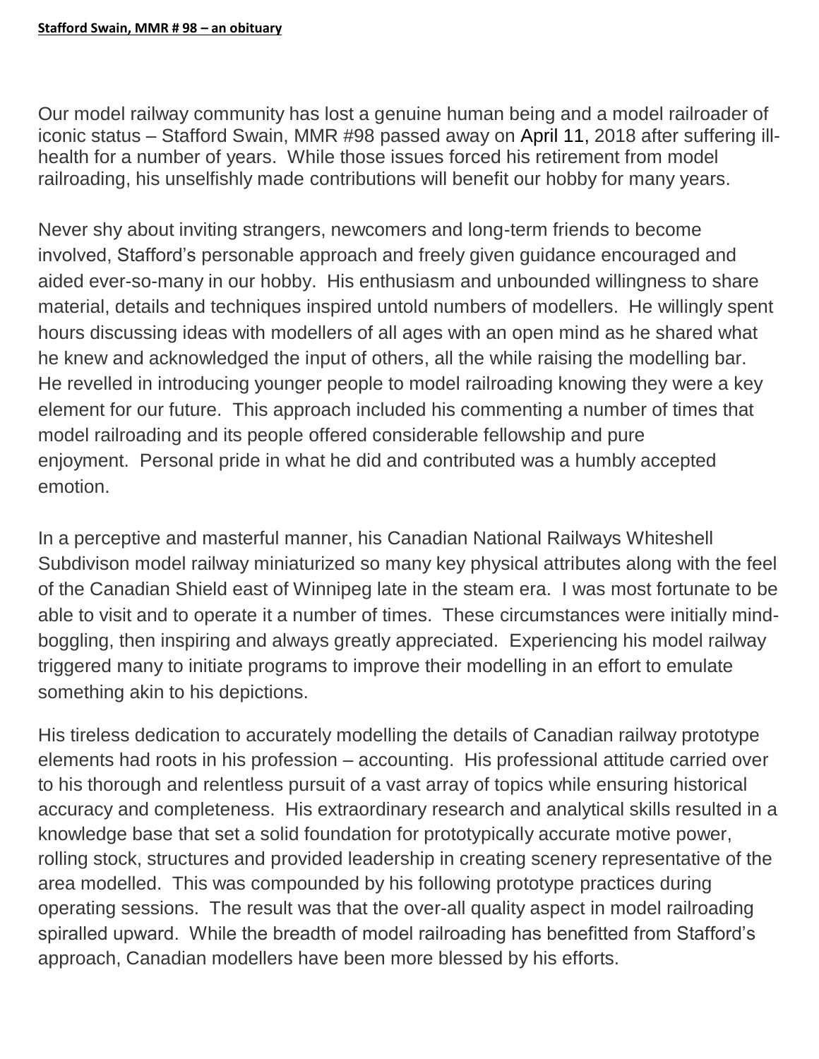**Stafford Swain, MMR # 98 – an obituary**

Our model railway community has lost a genuine human being and a model railroader of iconic status – Stafford Swain, MMR #98 passed away on April 11, 2018 after suffering ill-health for a number of years. While those issues forced his retirement from model railroading, his unselfishly made contributions will benefit our hobby for many years.

Never shy about inviting strangers, newcomers and long-term friends to become involved, Stafford's personable approach and freely given guidance encouraged and aided ever-so-many in our hobby. His enthusiasm and unbounded willingness to share material, details and techniques inspired untold numbers of modellers. He willingly spent hours discussing ideas with modellers of all ages with an open mind as he shared what he knew and acknowledged the input of others, all the while raising the modelling bar. He revelled in introducing younger people to model railroading knowing they were a key element for our future. This approach included his commenting a number of times that model railroading and its people offered considerable fellowship and pure enjoyment. Personal pride in what he did and contributed was a humbly accepted emotion.

In a perceptive and masterful manner, his Canadian National Railways Whiteshell Subdivison model railway miniaturized so many key physical attributes along with the feel of the Canadian Shield east of Winnipeg late in the steam era. I was most fortunate to be able to visit and to operate it a number of times. These circumstances were initially mind-boggling, then inspiring and always greatly appreciated. Experiencing his model railway triggered many to initiate programs to improve their modelling in an effort to emulate something akin to his depictions.

His tireless dedication to accurately modelling the details of Canadian railway prototype elements had roots in his profession – accounting. His professional attitude carried over to his thorough and relentless pursuit of a vast array of topics while ensuring historical accuracy and completeness. His extraordinary research and analytical skills resulted in a knowledge base that set a solid foundation for prototypically accurate motive power, rolling stock, structures and provided leadership in creating scenery representative of the area modelled. This was compounded by his following prototype practices during operating sessions. The result was that the over-all quality aspect in model railroading spiralled upward. While the breadth of model railroading has benefitted from Stafford's approach, Canadian modellers have been more blessed by his efforts.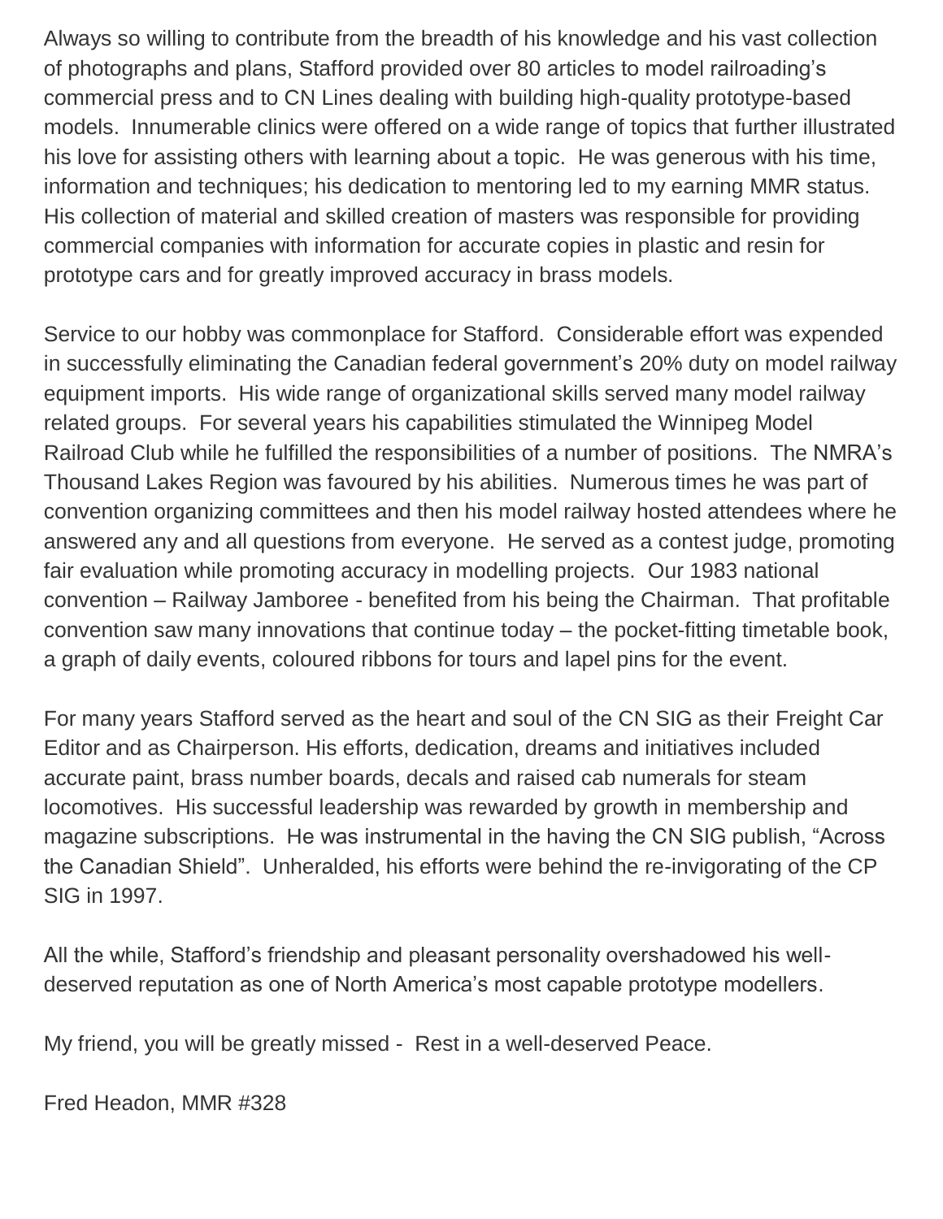Always so willing to contribute from the breadth of his knowledge and his vast collection of photographs and plans, Stafford provided over 80 articles to model railroading's commercial press and to CN Lines dealing with building high-quality prototype-based models. Innumerable clinics were offered on a wide range of topics that further illustrated his love for assisting others with learning about a topic. He was generous with his time, information and techniques; his dedication to mentoring led to my earning MMR status. His collection of material and skilled creation of masters was responsible for providing commercial companies with information for accurate copies in plastic and resin for prototype cars and for greatly improved accuracy in brass models.

Service to our hobby was commonplace for Stafford. Considerable effort was expended in successfully eliminating the Canadian federal government's 20% duty on model railway equipment imports. His wide range of organizational skills served many model railway related groups. For several years his capabilities stimulated the Winnipeg Model Railroad Club while he fulfilled the responsibilities of a number of positions. The NMRA's Thousand Lakes Region was favoured by his abilities. Numerous times he was part of convention organizing committees and then his model railway hosted attendees where he answered any and all questions from everyone. He served as a contest judge, promoting fair evaluation while promoting accuracy in modelling projects. Our 1983 national convention – Railway Jamboree - benefited from his being the Chairman. That profitable convention saw many innovations that continue today – the pocket-fitting timetable book, a graph of daily events, coloured ribbons for tours and lapel pins for the event.

For many years Stafford served as the heart and soul of the CN SIG as their Freight Car Editor and as Chairperson. His efforts, dedication, dreams and initiatives included accurate paint, brass number boards, decals and raised cab numerals for steam locomotives. His successful leadership was rewarded by growth in membership and magazine subscriptions. He was instrumental in the having the CN SIG publish, "Across the Canadian Shield". Unheralded, his efforts were behind the re-invigorating of the CP SIG in 1997.

All the while, Stafford's friendship and pleasant personality overshadowed his well-deserved reputation as one of North America's most capable prototype modellers.

My friend, you will be greatly missed - Rest in a well-deserved Peace.

Fred Headon, MMR #328